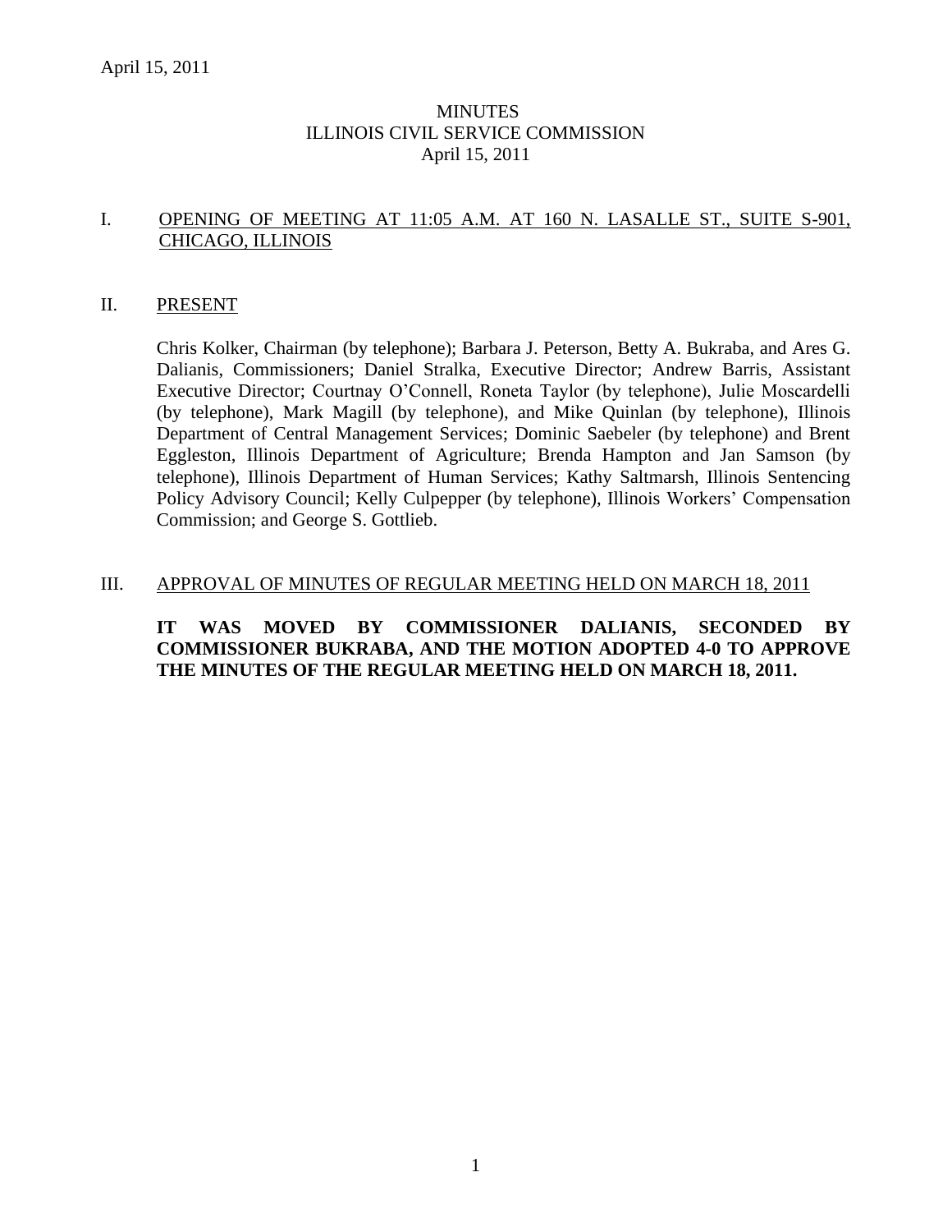# MINUTES
## ILLINOIS CIVIL SERVICE COMMISSION
## April 15, 2011

## I. OPENING OF MEETING AT 11:05 A.M. AT 160 N. LASALLE ST., SUITE S-901, CHICAGO, ILLINOIS

## II. PRESENT

Chris Kolker, Chairman (by telephone); Barbara J. Peterson, Betty A. Bukraba, and Ares G. Dalianis, Commissioners; Daniel Stralka, Executive Director; Andrew Barris, Assistant Executive Director; Courtnay O'Connell, Roneta Taylor (by telephone), Julie Moscardelli (by telephone), Mark Magill (by telephone), and Mike Quinlan (by telephone), Illinois Department of Central Management Services; Dominic Saebeler (by telephone) and Brent Eggleston, Illinois Department of Agriculture; Brenda Hampton and Jan Samson (by telephone), Illinois Department of Human Services; Kathy Saltmarsh, Illinois Sentencing Policy Advisory Council; Kelly Culpepper (by telephone), Illinois Workers' Compensation Commission; and George S. Gottlieb.

## III. APPROVAL OF MINUTES OF REGULAR MEETING HELD ON MARCH 18, 2011

**IT WAS MOVED BY COMMISSIONER DALIANIS, SECONDED BY COMMISSIONER BUKRABA, AND THE MOTION ADOPTED 4-0 TO APPROVE THE MINUTES OF THE REGULAR MEETING HELD ON MARCH 18, 2011.**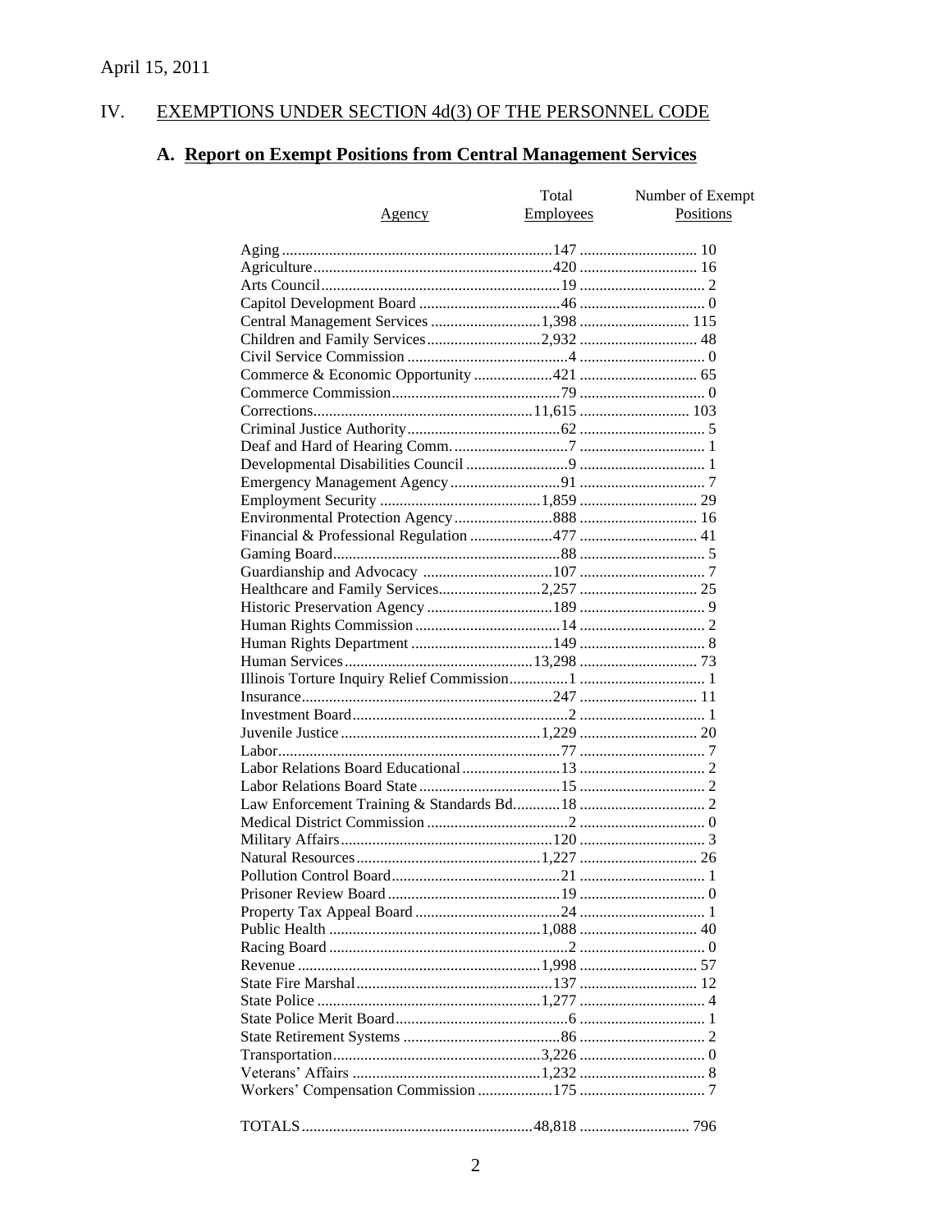April 15, 2011

## IV. EXEMPTIONS UNDER SECTION 4d(3) OF THE PERSONNEL CODE

### A. Report on Exempt Positions from Central Management Services

| Agency | Total Employees | Number of Exempt Positions |
|---|---|---|
| Aging | 147 | 10 |
| Agriculture | 420 | 16 |
| Arts Council | 19 | 2 |
| Capitol Development Board | 46 | 0 |
| Central Management Services | 1,398 | 115 |
| Children and Family Services | 2,932 | 48 |
| Civil Service Commission | 4 | 0 |
| Commerce & Economic Opportunity | 421 | 65 |
| Commerce Commission | 79 | 0 |
| Corrections | 11,615 | 103 |
| Criminal Justice Authority | 62 | 5 |
| Deaf and Hard of Hearing Comm. | 7 | 1 |
| Developmental Disabilities Council | 9 | 1 |
| Emergency Management Agency | 91 | 7 |
| Employment Security | 1,859 | 29 |
| Environmental Protection Agency | 888 | 16 |
| Financial & Professional Regulation | 477 | 41 |
| Gaming Board | 88 | 5 |
| Guardianship and Advocacy | 107 | 7 |
| Healthcare and Family Services | 2,257 | 25 |
| Historic Preservation Agency | 189 | 9 |
| Human Rights Commission | 14 | 2 |
| Human Rights Department | 149 | 8 |
| Human Services | 13,298 | 73 |
| Illinois Torture Inquiry Relief Commission | 1 | 1 |
| Insurance | 247 | 11 |
| Investment Board | 2 | 1 |
| Juvenile Justice | 1,229 | 20 |
| Labor | 77 | 7 |
| Labor Relations Board Educational | 13 | 2 |
| Labor Relations Board State | 15 | 2 |
| Law Enforcement Training & Standards Bd. | 18 | 2 |
| Medical District Commission | 2 | 0 |
| Military Affairs | 120 | 3 |
| Natural Resources | 1,227 | 26 |
| Pollution Control Board | 21 | 1 |
| Prisoner Review Board | 19 | 0 |
| Property Tax Appeal Board | 24 | 1 |
| Public Health | 1,088 | 40 |
| Racing Board | 2 | 0 |
| Revenue | 1,998 | 57 |
| State Fire Marshal | 137 | 12 |
| State Police | 1,277 | 4 |
| State Police Merit Board | 6 | 1 |
| State Retirement Systems | 86 | 2 |
| Transportation | 3,226 | 0 |
| Veterans' Affairs | 1,232 | 8 |
| Workers' Compensation Commission | 175 | 7 |
| TOTALS | 48,818 | 796 |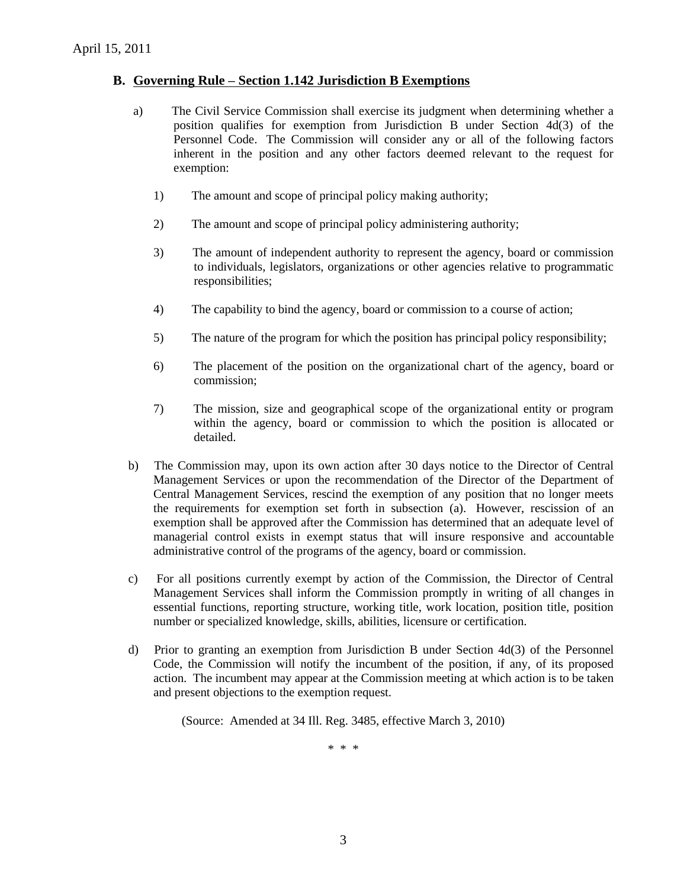April 15, 2011

### B. **Governing Rule – Section 1.142 Jurisdiction B Exemptions**

a) The Civil Service Commission shall exercise its judgment when determining whether a position qualifies for exemption from Jurisdiction B under Section 4d(3) of the Personnel Code. The Commission will consider any or all of the following factors inherent in the position and any other factors deemed relevant to the request for exemption:

1) The amount and scope of principal policy making authority;

2) The amount and scope of principal policy administering authority;

3) The amount of independent authority to represent the agency, board or commission to individuals, legislators, organizations or other agencies relative to programmatic responsibilities;

4) The capability to bind the agency, board or commission to a course of action;

5) The nature of the program for which the position has principal policy responsibility;

6) The placement of the position on the organizational chart of the agency, board or commission;

7) The mission, size and geographical scope of the organizational entity or program within the agency, board or commission to which the position is allocated or detailed.

b) The Commission may, upon its own action after 30 days notice to the Director of Central Management Services or upon the recommendation of the Director of the Department of Central Management Services, rescind the exemption of any position that no longer meets the requirements for exemption set forth in subsection (a). However, rescission of an exemption shall be approved after the Commission has determined that an adequate level of managerial control exists in exempt status that will insure responsive and accountable administrative control of the programs of the agency, board or commission.

c) For all positions currently exempt by action of the Commission, the Director of Central Management Services shall inform the Commission promptly in writing of all changes in essential functions, reporting structure, working title, work location, position title, position number or specialized knowledge, skills, abilities, licensure or certification.

d) Prior to granting an exemption from Jurisdiction B under Section 4d(3) of the Personnel Code, the Commission will notify the incumbent of the position, if any, of its proposed action. The incumbent may appear at the Commission meeting at which action is to be taken and present objections to the exemption request.

(Source: Amended at 34 Ill. Reg. 3485, effective March 3, 2010)

\* \* \*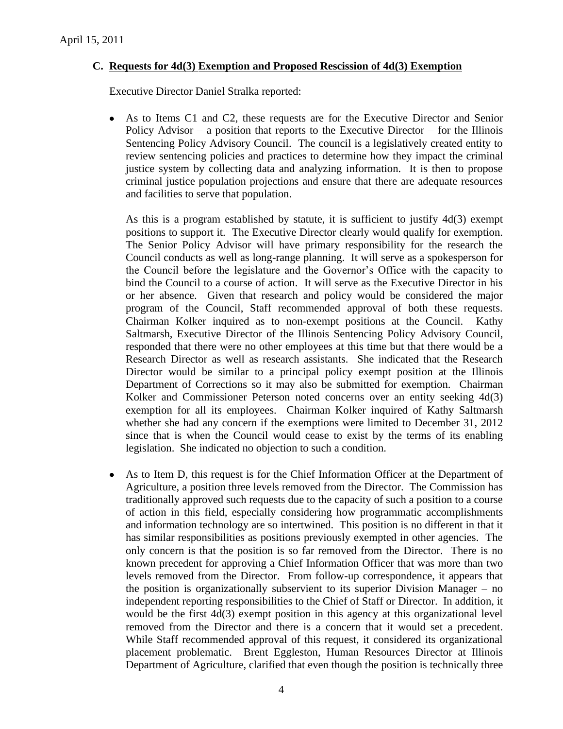April 15, 2011

### C. Requests for 4d(3) Exemption and Proposed Rescission of 4d(3) Exemption

Executive Director Daniel Stralka reported:

- As to Items C1 and C2, these requests are for the Executive Director and Senior Policy Advisor – a position that reports to the Executive Director – for the Illinois Sentencing Policy Advisory Council. The council is a legislatively created entity to review sentencing policies and practices to determine how they impact the criminal justice system by collecting data and analyzing information. It is then to propose criminal justice population projections and ensure that there are adequate resources and facilities to serve that population.

  As this is a program established by statute, it is sufficient to justify 4d(3) exempt positions to support it. The Executive Director clearly would qualify for exemption. The Senior Policy Advisor will have primary responsibility for the research the Council conducts as well as long-range planning. It will serve as a spokesperson for the Council before the legislature and the Governor's Office with the capacity to bind the Council to a course of action. It will serve as the Executive Director in his or her absence. Given that research and policy would be considered the major program of the Council, Staff recommended approval of both these requests. Chairman Kolker inquired as to non-exempt positions at the Council. Kathy Saltmarsh, Executive Director of the Illinois Sentencing Policy Advisory Council, responded that there were no other employees at this time but that there would be a Research Director as well as research assistants. She indicated that the Research Director would be similar to a principal policy exempt position at the Illinois Department of Corrections so it may also be submitted for exemption. Chairman Kolker and Commissioner Peterson noted concerns over an entity seeking 4d(3) exemption for all its employees. Chairman Kolker inquired of Kathy Saltmarsh whether she had any concern if the exemptions were limited to December 31, 2012 since that is when the Council would cease to exist by the terms of its enabling legislation. She indicated no objection to such a condition.

- As to Item D, this request is for the Chief Information Officer at the Department of Agriculture, a position three levels removed from the Director. The Commission has traditionally approved such requests due to the capacity of such a position to a course of action in this field, especially considering how programmatic accomplishments and information technology are so intertwined. This position is no different in that it has similar responsibilities as positions previously exempted in other agencies. The only concern is that the position is so far removed from the Director. There is no known precedent for approving a Chief Information Officer that was more than two levels removed from the Director. From follow-up correspondence, it appears that the position is organizationally subservient to its superior Division Manager – no independent reporting responsibilities to the Chief of Staff or Director. In addition, it would be the first 4d(3) exempt position in this agency at this organizational level removed from the Director and there is a concern that it would set a precedent. While Staff recommended approval of this request, it considered its organizational placement problematic. Brent Eggleston, Human Resources Director at Illinois Department of Agriculture, clarified that even though the position is technically three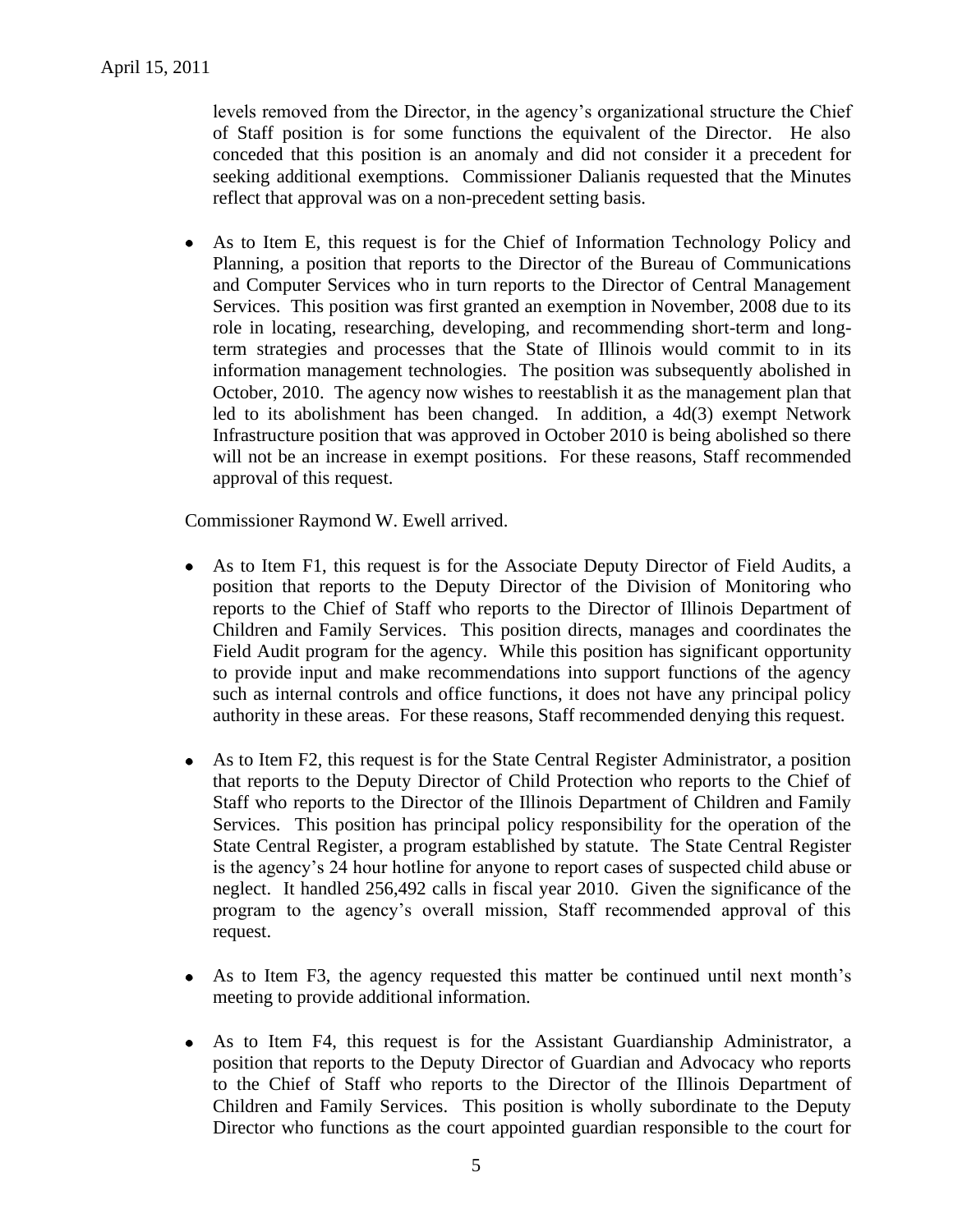levels removed from the Director, in the agency's organizational structure the Chief of Staff position is for some functions the equivalent of the Director. He also conceded that this position is an anomaly and did not consider it a precedent for seeking additional exemptions. Commissioner Dalianis requested that the Minutes reflect that approval was on a non-precedent setting basis.

- As to Item E, this request is for the Chief of Information Technology Policy and Planning, a position that reports to the Director of the Bureau of Communications and Computer Services who in turn reports to the Director of Central Management Services. This position was first granted an exemption in November, 2008 due to its role in locating, researching, developing, and recommending short-term and long-term strategies and processes that the State of Illinois would commit to in its information management technologies. The position was subsequently abolished in October, 2010. The agency now wishes to reestablish it as the management plan that led to its abolishment has been changed. In addition, a 4d(3) exempt Network Infrastructure position that was approved in October 2010 is being abolished so there will not be an increase in exempt positions. For these reasons, Staff recommended approval of this request.

Commissioner Raymond W. Ewell arrived.

- As to Item F1, this request is for the Associate Deputy Director of Field Audits, a position that reports to the Deputy Director of the Division of Monitoring who reports to the Chief of Staff who reports to the Director of Illinois Department of Children and Family Services. This position directs, manages and coordinates the Field Audit program for the agency. While this position has significant opportunity to provide input and make recommendations into support functions of the agency such as internal controls and office functions, it does not have any principal policy authority in these areas. For these reasons, Staff recommended denying this request.

- As to Item F2, this request is for the State Central Register Administrator, a position that reports to the Deputy Director of Child Protection who reports to the Chief of Staff who reports to the Director of the Illinois Department of Children and Family Services. This position has principal policy responsibility for the operation of the State Central Register, a program established by statute. The State Central Register is the agency's 24 hour hotline for anyone to report cases of suspected child abuse or neglect. It handled 256,492 calls in fiscal year 2010. Given the significance of the program to the agency's overall mission, Staff recommended approval of this request.

- As to Item F3, the agency requested this matter be continued until next month's meeting to provide additional information.

- As to Item F4, this request is for the Assistant Guardianship Administrator, a position that reports to the Deputy Director of Guardian and Advocacy who reports to the Chief of Staff who reports to the Director of the Illinois Department of Children and Family Services. This position is wholly subordinate to the Deputy Director who functions as the court appointed guardian responsible to the court for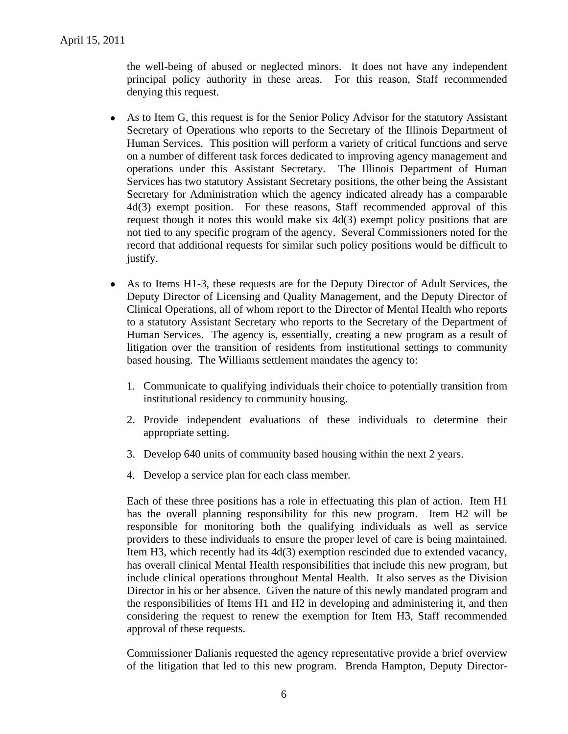the well-being of abused or neglected minors. It does not have any independent principal policy authority in these areas. For this reason, Staff recommended denying this request.

- As to Item G, this request is for the Senior Policy Advisor for the statutory Assistant Secretary of Operations who reports to the Secretary of the Illinois Department of Human Services. This position will perform a variety of critical functions and serve on a number of different task forces dedicated to improving agency management and operations under this Assistant Secretary. The Illinois Department of Human Services has two statutory Assistant Secretary positions, the other being the Assistant Secretary for Administration which the agency indicated already has a comparable 4d(3) exempt position. For these reasons, Staff recommended approval of this request though it notes this would make six 4d(3) exempt policy positions that are not tied to any specific program of the agency. Several Commissioners noted for the record that additional requests for similar such policy positions would be difficult to justify.

- As to Items H1-3, these requests are for the Deputy Director of Adult Services, the Deputy Director of Licensing and Quality Management, and the Deputy Director of Clinical Operations, all of whom report to the Director of Mental Health who reports to a statutory Assistant Secretary who reports to the Secretary of the Department of Human Services. The agency is, essentially, creating a new program as a result of litigation over the transition of residents from institutional settings to community based housing. The Williams settlement mandates the agency to:

  1. Communicate to qualifying individuals their choice to potentially transition from institutional residency to community housing.
  2. Provide independent evaluations of these individuals to determine their appropriate setting.
  3. Develop 640 units of community based housing within the next 2 years.
  4. Develop a service plan for each class member.

  Each of these three positions has a role in effectuating this plan of action. Item H1 has the overall planning responsibility for this new program. Item H2 will be responsible for monitoring both the qualifying individuals as well as service providers to these individuals to ensure the proper level of care is being maintained. Item H3, which recently had its 4d(3) exemption rescinded due to extended vacancy, has overall clinical Mental Health responsibilities that include this new program, but include clinical operations throughout Mental Health. It also serves as the Division Director in his or her absence. Given the nature of this newly mandated program and the responsibilities of Items H1 and H2 in developing and administering it, and then considering the request to renew the exemption for Item H3, Staff recommended approval of these requests.

  Commissioner Dalianis requested the agency representative provide a brief overview of the litigation that led to this new program. Brenda Hampton, Deputy Director-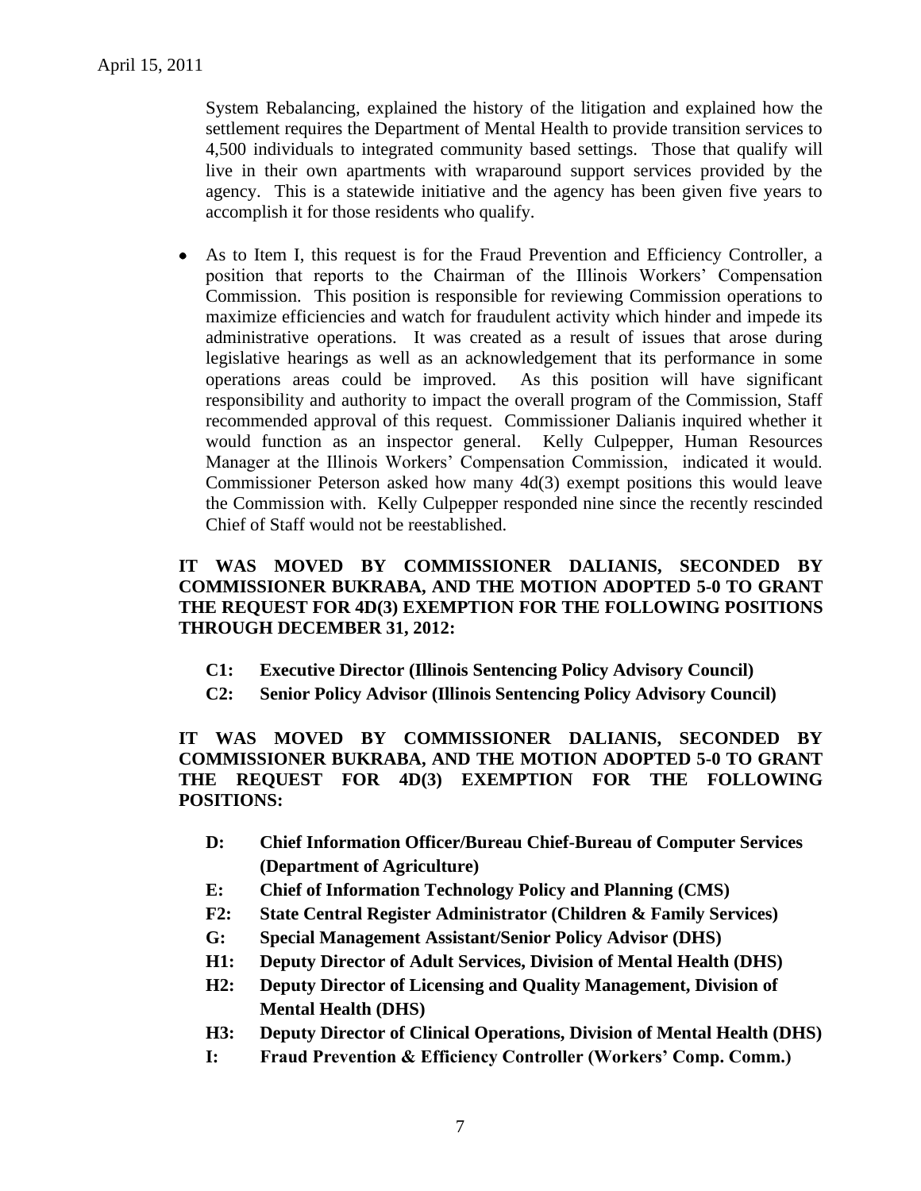System Rebalancing, explained the history of the litigation and explained how the settlement requires the Department of Mental Health to provide transition services to 4,500 individuals to integrated community based settings. Those that qualify will live in their own apartments with wraparound support services provided by the agency. This is a statewide initiative and the agency has been given five years to accomplish it for those residents who qualify.

- As to Item I, this request is for the Fraud Prevention and Efficiency Controller, a position that reports to the Chairman of the Illinois Workers' Compensation Commission. This position is responsible for reviewing Commission operations to maximize efficiencies and watch for fraudulent activity which hinder and impede its administrative operations. It was created as a result of issues that arose during legislative hearings as well as an acknowledgement that its performance in some operations areas could be improved. As this position will have significant responsibility and authority to impact the overall program of the Commission, Staff recommended approval of this request. Commissioner Dalianis inquired whether it would function as an inspector general. Kelly Culpepper, Human Resources Manager at the Illinois Workers' Compensation Commission, indicated it would. Commissioner Peterson asked how many 4d(3) exempt positions this would leave the Commission with. Kelly Culpepper responded nine since the recently rescinded Chief of Staff would not be reestablished.

**IT WAS MOVED BY COMMISSIONER DALIANIS, SECONDED BY COMMISSIONER BUKRABA, AND THE MOTION ADOPTED 5-0 TO GRANT THE REQUEST FOR 4D(3) EXEMPTION FOR THE FOLLOWING POSITIONS THROUGH DECEMBER 31, 2012:**

- **C1: Executive Director (Illinois Sentencing Policy Advisory Council)**
- **C2: Senior Policy Advisor (Illinois Sentencing Policy Advisory Council)**

**IT WAS MOVED BY COMMISSIONER DALIANIS, SECONDED BY COMMISSIONER BUKRABA, AND THE MOTION ADOPTED 5-0 TO GRANT THE REQUEST FOR 4D(3) EXEMPTION FOR THE FOLLOWING POSITIONS:**

- **D: Chief Information Officer/Bureau Chief-Bureau of Computer Services (Department of Agriculture)**
- **E: Chief of Information Technology Policy and Planning (CMS)**
- **F2: State Central Register Administrator (Children & Family Services)**
- **G: Special Management Assistant/Senior Policy Advisor (DHS)**
- **H1: Deputy Director of Adult Services, Division of Mental Health (DHS)**
- **H2: Deputy Director of Licensing and Quality Management, Division of Mental Health (DHS)**
- **H3: Deputy Director of Clinical Operations, Division of Mental Health (DHS)**
- **I: Fraud Prevention & Efficiency Controller (Workers' Comp. Comm.)**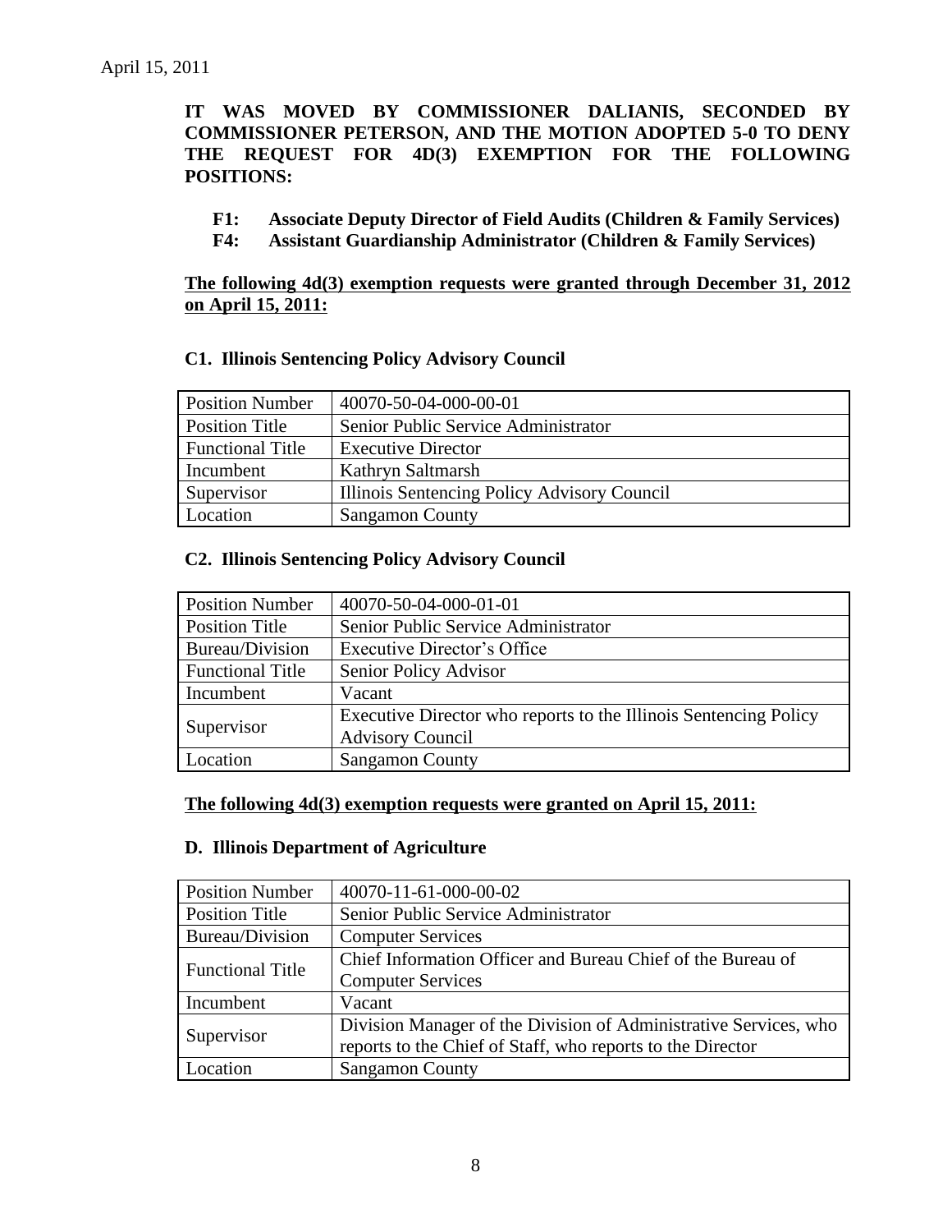April 15, 2011

**IT WAS MOVED BY COMMISSIONER DALIANIS, SECONDED BY COMMISSIONER PETERSON, AND THE MOTION ADOPTED 5-0 TO DENY THE REQUEST FOR 4D(3) EXEMPTION FOR THE FOLLOWING POSITIONS:**

- **F1: Associate Deputy Director of Field Audits (Children & Family Services)**
- **F4: Assistant Guardianship Administrator (Children & Family Services)**

**The following 4d(3) exemption requests were granted through December 31, 2012 on April 15, 2011:**

**C1. Illinois Sentencing Policy Advisory Council**

| | |
|---|---|
| Position Number | 40070-50-04-000-00-01 |
| Position Title | Senior Public Service Administrator |
| Functional Title | Executive Director |
| Incumbent | Kathryn Saltmarsh |
| Supervisor | Illinois Sentencing Policy Advisory Council |
| Location | Sangamon County |

**C2. Illinois Sentencing Policy Advisory Council**

| | |
|---|---|
| Position Number | 40070-50-04-000-01-01 |
| Position Title | Senior Public Service Administrator |
| Bureau/Division | Executive Director's Office |
| Functional Title | Senior Policy Advisor |
| Incumbent | Vacant |
| Supervisor | Executive Director who reports to the Illinois Sentencing Policy Advisory Council |
| Location | Sangamon County |

**The following 4d(3) exemption requests were granted on April 15, 2011:**

**D. Illinois Department of Agriculture**

| | |
|---|---|
| Position Number | 40070-11-61-000-00-02 |
| Position Title | Senior Public Service Administrator |
| Bureau/Division | Computer Services |
| Functional Title | Chief Information Officer and Bureau Chief of the Bureau of Computer Services |
| Incumbent | Vacant |
| Supervisor | Division Manager of the Division of Administrative Services, who reports to the Chief of Staff, who reports to the Director |
| Location | Sangamon County |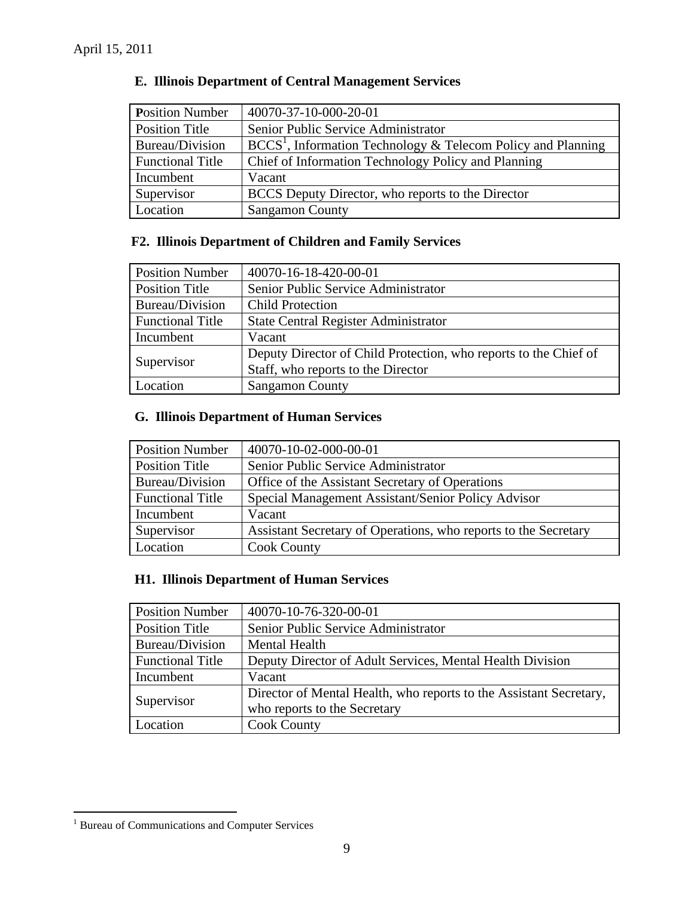April 15, 2011

### E. Illinois Department of Central Management Services

| Position Number | 40070-37-10-000-20-01 |
|---|---|
| Position Title | Senior Public Service Administrator |
| Bureau/Division | BCCS[1], Information Technology & Telecom Policy and Planning |
| Functional Title | Chief of Information Technology Policy and Planning |
| Incumbent | Vacant |
| Supervisor | BCCS Deputy Director, who reports to the Director |
| Location | Sangamon County |

### F2. Illinois Department of Children and Family Services

| Position Number | 40070-16-18-420-00-01 |
|---|---|
| Position Title | Senior Public Service Administrator |
| Bureau/Division | Child Protection |
| Functional Title | State Central Register Administrator |
| Incumbent | Vacant |
| Supervisor | Deputy Director of Child Protection, who reports to the Chief of Staff, who reports to the Director |
| Location | Sangamon County |

### G. Illinois Department of Human Services

| Position Number | 40070-10-02-000-00-01 |
|---|---|
| Position Title | Senior Public Service Administrator |
| Bureau/Division | Office of the Assistant Secretary of Operations |
| Functional Title | Special Management Assistant/Senior Policy Advisor |
| Incumbent | Vacant |
| Supervisor | Assistant Secretary of Operations, who reports to the Secretary |
| Location | Cook County |

### H1. Illinois Department of Human Services

| Position Number | 40070-10-76-320-00-01 |
|---|---|
| Position Title | Senior Public Service Administrator |
| Bureau/Division | Mental Health |
| Functional Title | Deputy Director of Adult Services, Mental Health Division |
| Incumbent | Vacant |
| Supervisor | Director of Mental Health, who reports to the Assistant Secretary, who reports to the Secretary |
| Location | Cook County |

[1] Bureau of Communications and Computer Services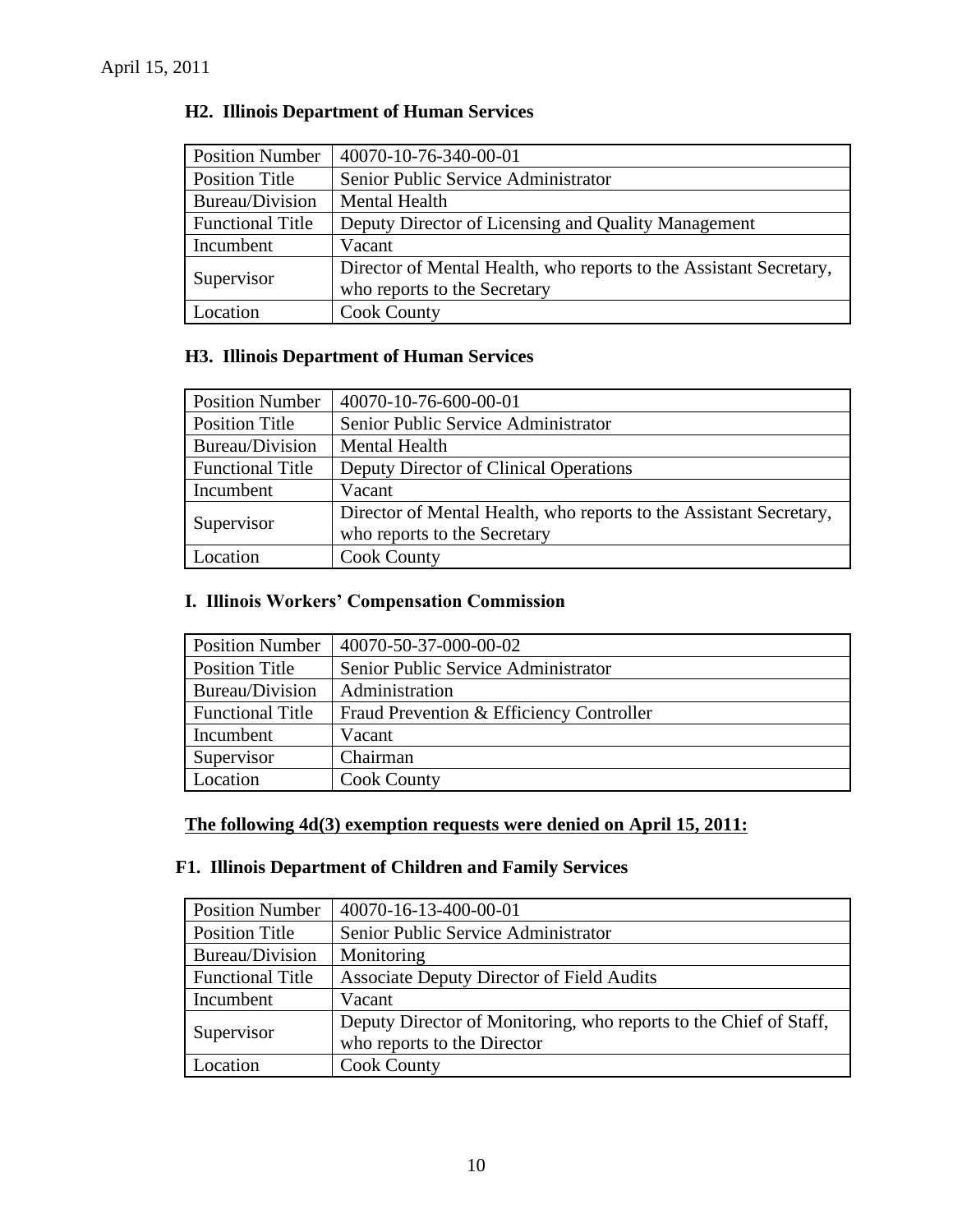April 15, 2011

### H2. Illinois Department of Human Services

| Position Number | 40070-10-76-340-00-01 |
|---|---|
| Position Title | Senior Public Service Administrator |
| Bureau/Division | Mental Health |
| Functional Title | Deputy Director of Licensing and Quality Management |
| Incumbent | Vacant |
| Supervisor | Director of Mental Health, who reports to the Assistant Secretary, who reports to the Secretary |
| Location | Cook County |

### H3. Illinois Department of Human Services

| Position Number | 40070-10-76-600-00-01 |
|---|---|
| Position Title | Senior Public Service Administrator |
| Bureau/Division | Mental Health |
| Functional Title | Deputy Director of Clinical Operations |
| Incumbent | Vacant |
| Supervisor | Director of Mental Health, who reports to the Assistant Secretary, who reports to the Secretary |
| Location | Cook County |

### I. Illinois Workers' Compensation Commission

| Position Number | 40070-50-37-000-00-02 |
|---|---|
| Position Title | Senior Public Service Administrator |
| Bureau/Division | Administration |
| Functional Title | Fraud Prevention & Efficiency Controller |
| Incumbent | Vacant |
| Supervisor | Chairman |
| Location | Cook County |

**The following 4d(3) exemption requests were denied on April 15, 2011:**

### F1. Illinois Department of Children and Family Services

| Position Number | 40070-16-13-400-00-01 |
|---|---|
| Position Title | Senior Public Service Administrator |
| Bureau/Division | Monitoring |
| Functional Title | Associate Deputy Director of Field Audits |
| Incumbent | Vacant |
| Supervisor | Deputy Director of Monitoring, who reports to the Chief of Staff, who reports to the Director |
| Location | Cook County |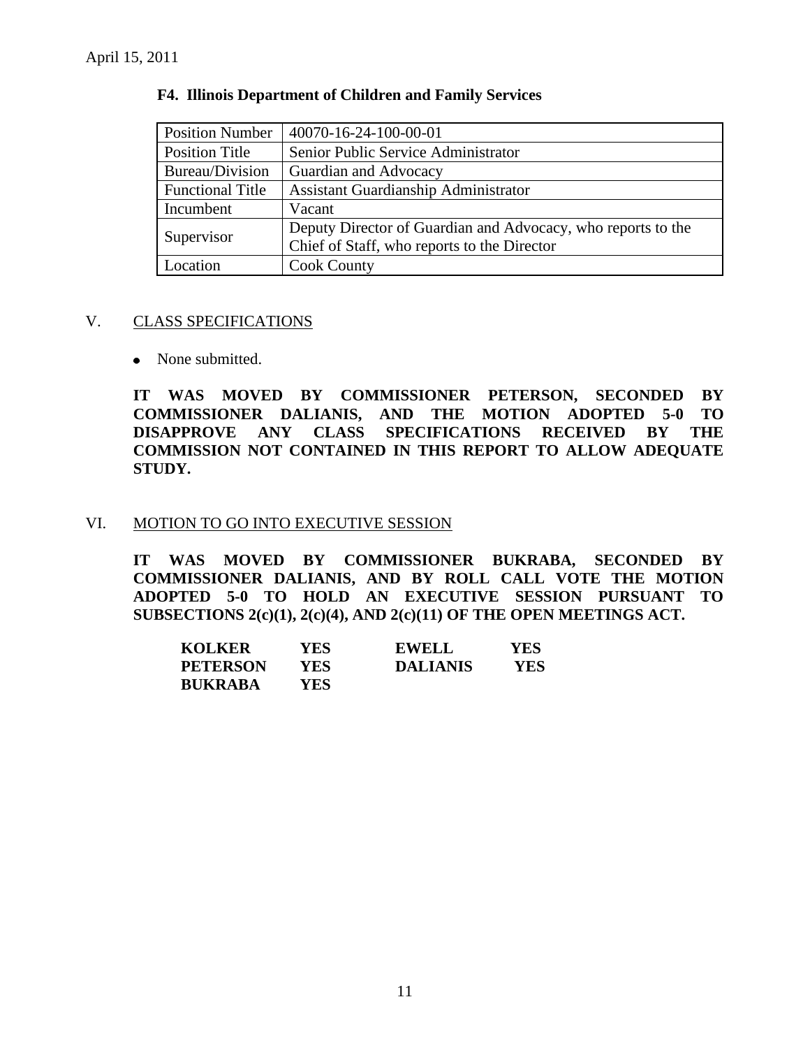April 15, 2011

**F4. Illinois Department of Children and Family Services**

| Position Number | 40070-16-24-100-00-01 |
|---|---|
| Position Title | Senior Public Service Administrator |
| Bureau/Division | Guardian and Advocacy |
| Functional Title | Assistant Guardianship Administrator |
| Incumbent | Vacant |
| Supervisor | Deputy Director of Guardian and Advocacy, who reports to the Chief of Staff, who reports to the Director |
| Location | Cook County |

## V. CLASS SPECIFICATIONS

- None submitted.

**IT WAS MOVED BY COMMISSIONER PETERSON, SECONDED BY COMMISSIONER DALIANIS, AND THE MOTION ADOPTED 5-0 TO DISAPPROVE ANY CLASS SPECIFICATIONS RECEIVED BY THE COMMISSION NOT CONTAINED IN THIS REPORT TO ALLOW ADEQUATE STUDY.**

## VI. MOTION TO GO INTO EXECUTIVE SESSION

**IT WAS MOVED BY COMMISSIONER BUKRABA, SECONDED BY COMMISSIONER DALIANIS, AND BY ROLL CALL VOTE THE MOTION ADOPTED 5-0 TO HOLD AN EXECUTIVE SESSION PURSUANT TO SUBSECTIONS 2(c)(1), 2(c)(4), AND 2(c)(11) OF THE OPEN MEETINGS ACT.**

| | | | |
|---|---|---|---|
| **KOLKER** | **YES** | **EWELL** | **YES** |
| **PETERSON** | **YES** | **DALIANIS** | **YES** |
| **BUKRABA** | **YES** | | |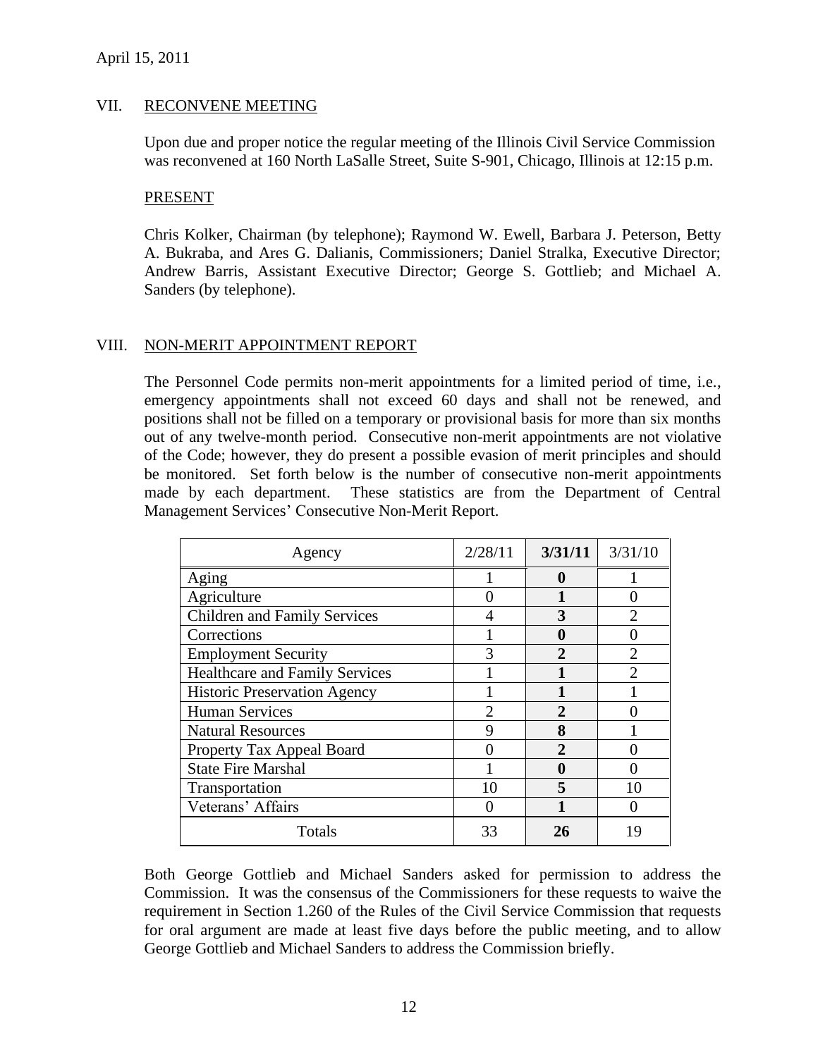April 15, 2011

## VII. RECONVENE MEETING

Upon due and proper notice the regular meeting of the Illinois Civil Service Commission was reconvened at 160 North LaSalle Street, Suite S-901, Chicago, Illinois at 12:15 p.m.

### PRESENT

Chris Kolker, Chairman (by telephone); Raymond W. Ewell, Barbara J. Peterson, Betty A. Bukraba, and Ares G. Dalianis, Commissioners; Daniel Stralka, Executive Director; Andrew Barris, Assistant Executive Director; George S. Gottlieb; and Michael A. Sanders (by telephone).

## VIII. NON-MERIT APPOINTMENT REPORT

The Personnel Code permits non-merit appointments for a limited period of time, i.e., emergency appointments shall not exceed 60 days and shall not be renewed, and positions shall not be filled on a temporary or provisional basis for more than six months out of any twelve-month period. Consecutive non-merit appointments are not violative of the Code; however, they do present a possible evasion of merit principles and should be monitored. Set forth below is the number of consecutive non-merit appointments made by each department. These statistics are from the Department of Central Management Services' Consecutive Non-Merit Report.

| Agency | 2/28/11 | **3/31/11** | 3/31/10 |
|---|---|---|---|
| Aging | 1 | **0** | 1 |
| Agriculture | 0 | **1** | 0 |
| Children and Family Services | 4 | **3** | 2 |
| Corrections | 1 | **0** | 0 |
| Employment Security | 3 | **2** | 2 |
| Healthcare and Family Services | 1 | **1** | 2 |
| Historic Preservation Agency | 1 | **1** | 1 |
| Human Services | 2 | **2** | 0 |
| Natural Resources | 9 | **8** | 1 |
| Property Tax Appeal Board | 0 | **2** | 0 |
| State Fire Marshal | 1 | **0** | 0 |
| Transportation | 10 | **5** | 10 |
| Veterans' Affairs | 0 | **1** | 0 |
| Totals | 33 | **26** | 19 |

Both George Gottlieb and Michael Sanders asked for permission to address the Commission. It was the consensus of the Commissioners for these requests to waive the requirement in Section 1.260 of the Rules of the Civil Service Commission that requests for oral argument are made at least five days before the public meeting, and to allow George Gottlieb and Michael Sanders to address the Commission briefly.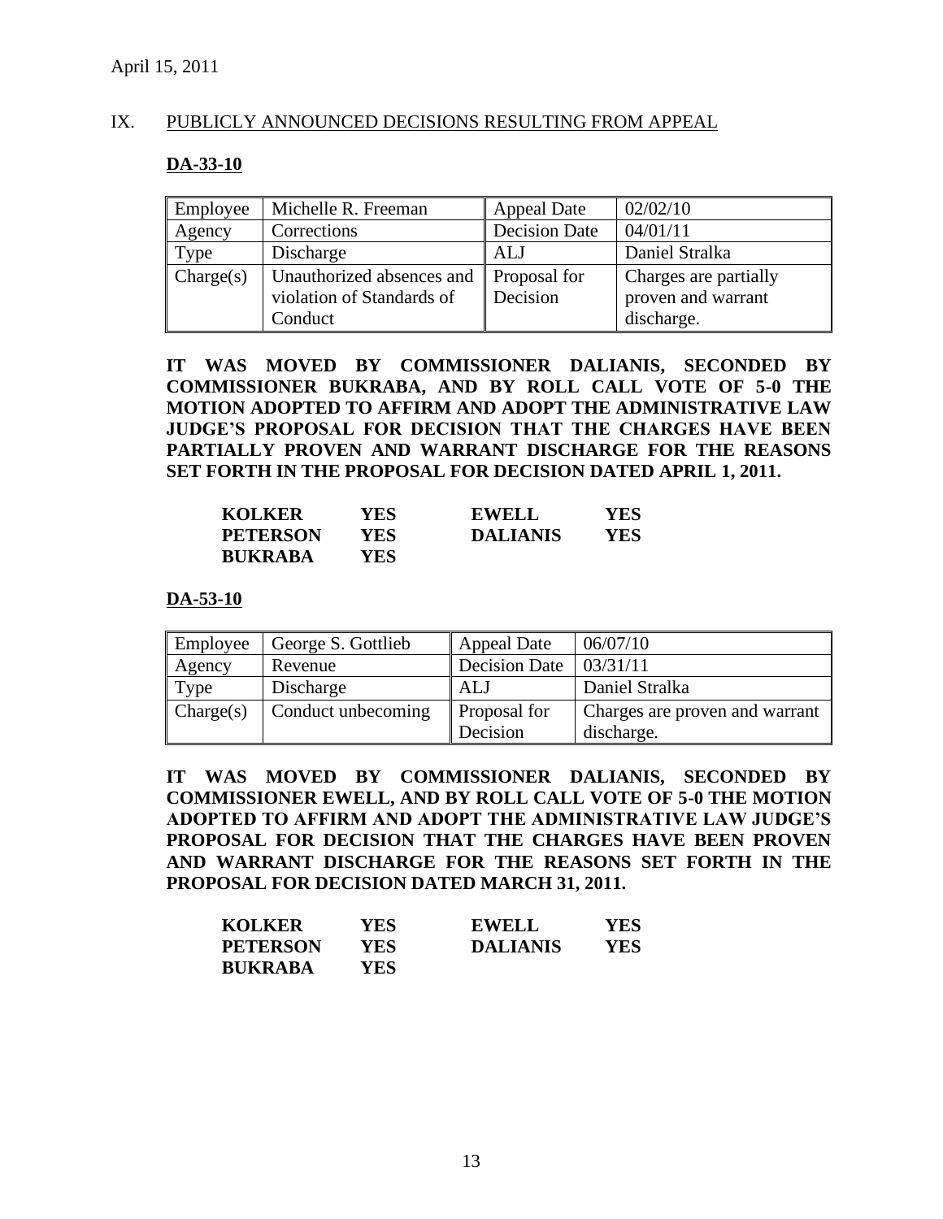April 15, 2011

## IX. PUBLICLY ANNOUNCED DECISIONS RESULTING FROM APPEAL

### DA-33-10

| Employee | Michelle R. Freeman | Appeal Date | 02/02/10 |
|---|---|---|---|
| Agency | Corrections | Decision Date | 04/01/11 |
| Type | Discharge | ALJ | Daniel Stralka |
| Charge(s) | Unauthorized absences and violation of Standards of Conduct | Proposal for Decision | Charges are partially proven and warrant discharge. |

**IT WAS MOVED BY COMMISSIONER DALIANIS, SECONDED BY COMMISSIONER BUKRABA, AND BY ROLL CALL VOTE OF 5-0 THE MOTION ADOPTED TO AFFIRM AND ADOPT THE ADMINISTRATIVE LAW JUDGE'S PROPOSAL FOR DECISION THAT THE CHARGES HAVE BEEN PARTIALLY PROVEN AND WARRANT DISCHARGE FOR THE REASONS SET FORTH IN THE PROPOSAL FOR DECISION DATED APRIL 1, 2011.**

| | | | |
|---|---|---|---|
| **KOLKER** | **YES** | **EWELL** | **YES** |
| **PETERSON** | **YES** | **DALIANIS** | **YES** |
| **BUKRABA** | **YES** | | |

### DA-53-10

| Employee | George S. Gottlieb | Appeal Date | 06/07/10 |
|---|---|---|---|
| Agency | Revenue | Decision Date | 03/31/11 |
| Type | Discharge | ALJ | Daniel Stralka |
| Charge(s) | Conduct unbecoming | Proposal for Decision | Charges are proven and warrant discharge. |

**IT WAS MOVED BY COMMISSIONER DALIANIS, SECONDED BY COMMISSIONER EWELL, AND BY ROLL CALL VOTE OF 5-0 THE MOTION ADOPTED TO AFFIRM AND ADOPT THE ADMINISTRATIVE LAW JUDGE'S PROPOSAL FOR DECISION THAT THE CHARGES HAVE BEEN PROVEN AND WARRANT DISCHARGE FOR THE REASONS SET FORTH IN THE PROPOSAL FOR DECISION DATED MARCH 31, 2011.**

| | | | |
|---|---|---|---|
| **KOLKER** | **YES** | **EWELL** | **YES** |
| **PETERSON** | **YES** | **DALIANIS** | **YES** |
| **BUKRABA** | **YES** | | |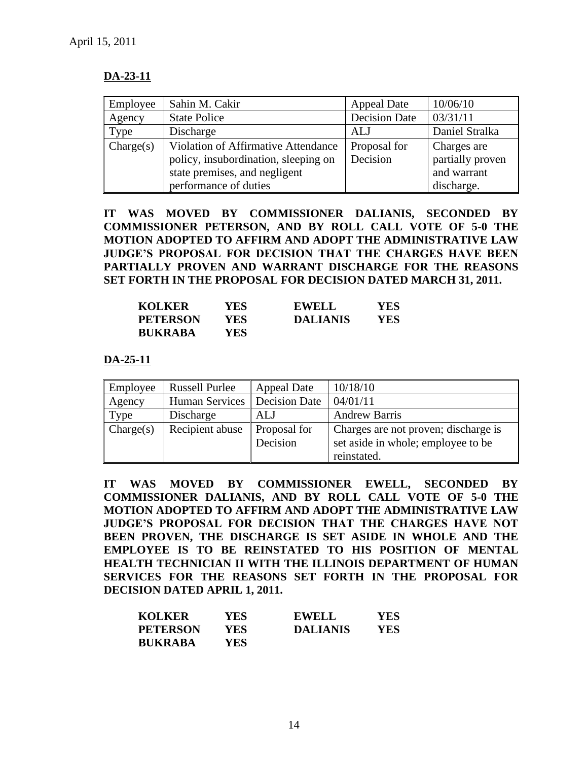April 15, 2011

**DA-23-11**

| Employee | Sahin M. Cakir | Appeal Date | 10/06/10 |
|---|---|---|---|
| Agency | State Police | Decision Date | 03/31/11 |
| Type | Discharge | ALJ | Daniel Stralka |
| Charge(s) | Violation of Affirmative Attendance policy, insubordination, sleeping on state premises, and negligent performance of duties | Proposal for Decision | Charges are partially proven and warrant discharge. |

**IT WAS MOVED BY COMMISSIONER DALIANIS, SECONDED BY COMMISSIONER PETERSON, AND BY ROLL CALL VOTE OF 5-0 THE MOTION ADOPTED TO AFFIRM AND ADOPT THE ADMINISTRATIVE LAW JUDGE'S PROPOSAL FOR DECISION THAT THE CHARGES HAVE BEEN PARTIALLY PROVEN AND WARRANT DISCHARGE FOR THE REASONS SET FORTH IN THE PROPOSAL FOR DECISION DATED MARCH 31, 2011.**

| | | | |
|---|---|---|---|
| **KOLKER** | **YES** | **EWELL** | **YES** |
| **PETERSON** | **YES** | **DALIANIS** | **YES** |
| **BUKRABA** | **YES** | | |

**DA-25-11**

| Employee | Russell Purlee | Appeal Date | 10/18/10 |
|---|---|---|---|
| Agency | Human Services | Decision Date | 04/01/11 |
| Type | Discharge | ALJ | Andrew Barris |
| Charge(s) | Recipient abuse | Proposal for Decision | Charges are not proven; discharge is set aside in whole; employee to be reinstated. |

**IT WAS MOVED BY COMMISSIONER EWELL, SECONDED BY COMMISSIONER DALIANIS, AND BY ROLL CALL VOTE OF 5-0 THE MOTION ADOPTED TO AFFIRM AND ADOPT THE ADMINISTRATIVE LAW JUDGE'S PROPOSAL FOR DECISION THAT THE CHARGES HAVE NOT BEEN PROVEN, THE DISCHARGE IS SET ASIDE IN WHOLE AND THE EMPLOYEE IS TO BE REINSTATED TO HIS POSITION OF MENTAL HEALTH TECHNICIAN II WITH THE ILLINOIS DEPARTMENT OF HUMAN SERVICES FOR THE REASONS SET FORTH IN THE PROPOSAL FOR DECISION DATED APRIL 1, 2011.**

| | | | |
|---|---|---|---|
| **KOLKER** | **YES** | **EWELL** | **YES** |
| **PETERSON** | **YES** | **DALIANIS** | **YES** |
| **BUKRABA** | **YES** | | |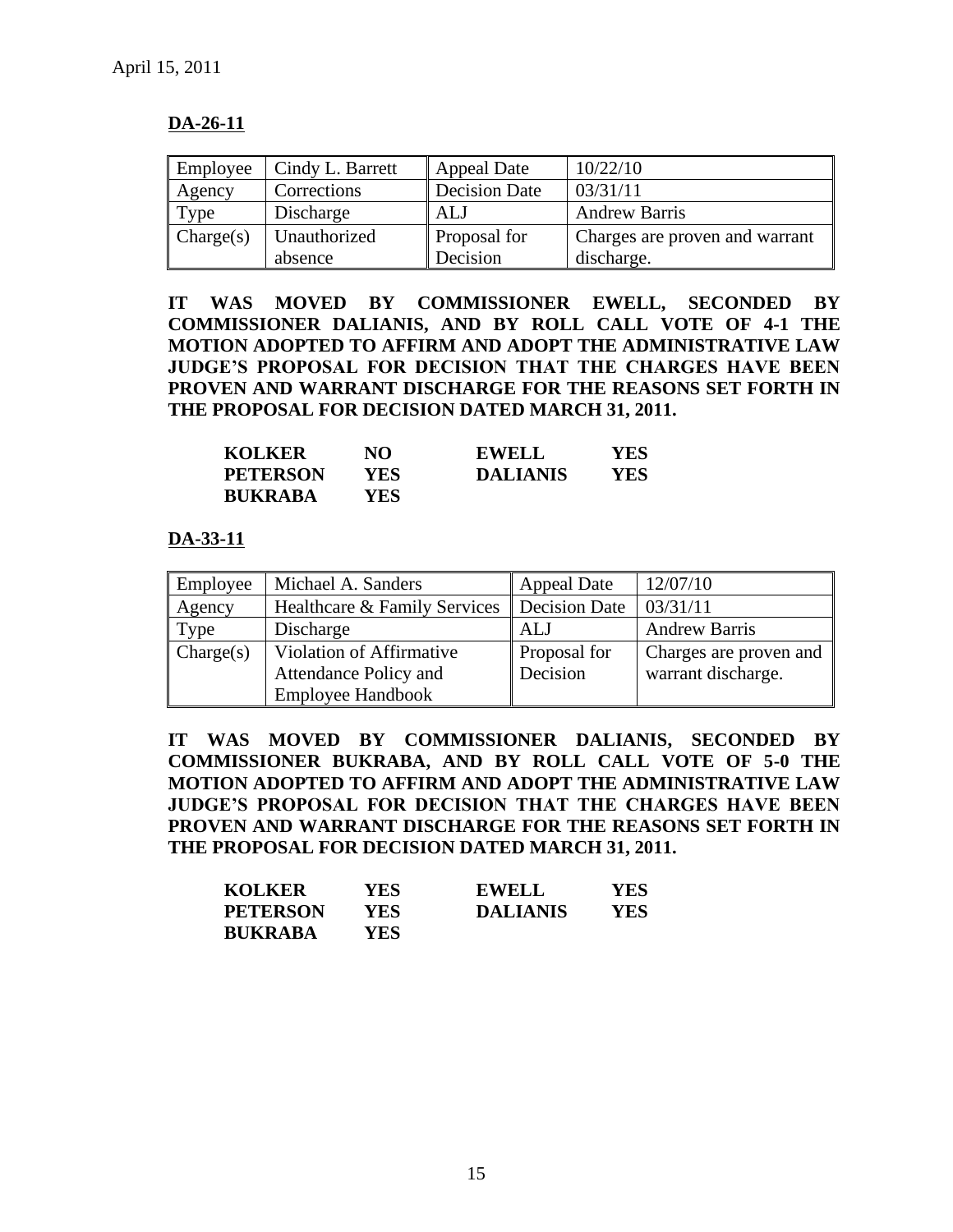April 15, 2011

**DA-26-11**

| Employee | Cindy L. Barrett | Appeal Date | 10/22/10 |
|---|---|---|---|
| Agency | Corrections | Decision Date | 03/31/11 |
| Type | Discharge | ALJ | Andrew Barris |
| Charge(s) | Unauthorized absence | Proposal for Decision | Charges are proven and warrant discharge. |

**IT WAS MOVED BY COMMISSIONER EWELL, SECONDED BY COMMISSIONER DALIANIS, AND BY ROLL CALL VOTE OF 4-1 THE MOTION ADOPTED TO AFFIRM AND ADOPT THE ADMINISTRATIVE LAW JUDGE'S PROPOSAL FOR DECISION THAT THE CHARGES HAVE BEEN PROVEN AND WARRANT DISCHARGE FOR THE REASONS SET FORTH IN THE PROPOSAL FOR DECISION DATED MARCH 31, 2011.**

| | | | |
|---|---|---|---|
| **KOLKER** | **NO** | **EWELL** | **YES** |
| **PETERSON** | **YES** | **DALIANIS** | **YES** |
| **BUKRABA** | **YES** | | |

**DA-33-11**

| Employee | Michael A. Sanders | Appeal Date | 12/07/10 |
|---|---|---|---|
| Agency | Healthcare & Family Services | Decision Date | 03/31/11 |
| Type | Discharge | ALJ | Andrew Barris |
| Charge(s) | Violation of Affirmative Attendance Policy and Employee Handbook | Proposal for Decision | Charges are proven and warrant discharge. |

**IT WAS MOVED BY COMMISSIONER DALIANIS, SECONDED BY COMMISSIONER BUKRABA, AND BY ROLL CALL VOTE OF 5-0 THE MOTION ADOPTED TO AFFIRM AND ADOPT THE ADMINISTRATIVE LAW JUDGE'S PROPOSAL FOR DECISION THAT THE CHARGES HAVE BEEN PROVEN AND WARRANT DISCHARGE FOR THE REASONS SET FORTH IN THE PROPOSAL FOR DECISION DATED MARCH 31, 2011.**

| | | | |
|---|---|---|---|
| **KOLKER** | **YES** | **EWELL** | **YES** |
| **PETERSON** | **YES** | **DALIANIS** | **YES** |
| **BUKRABA** | **YES** | | |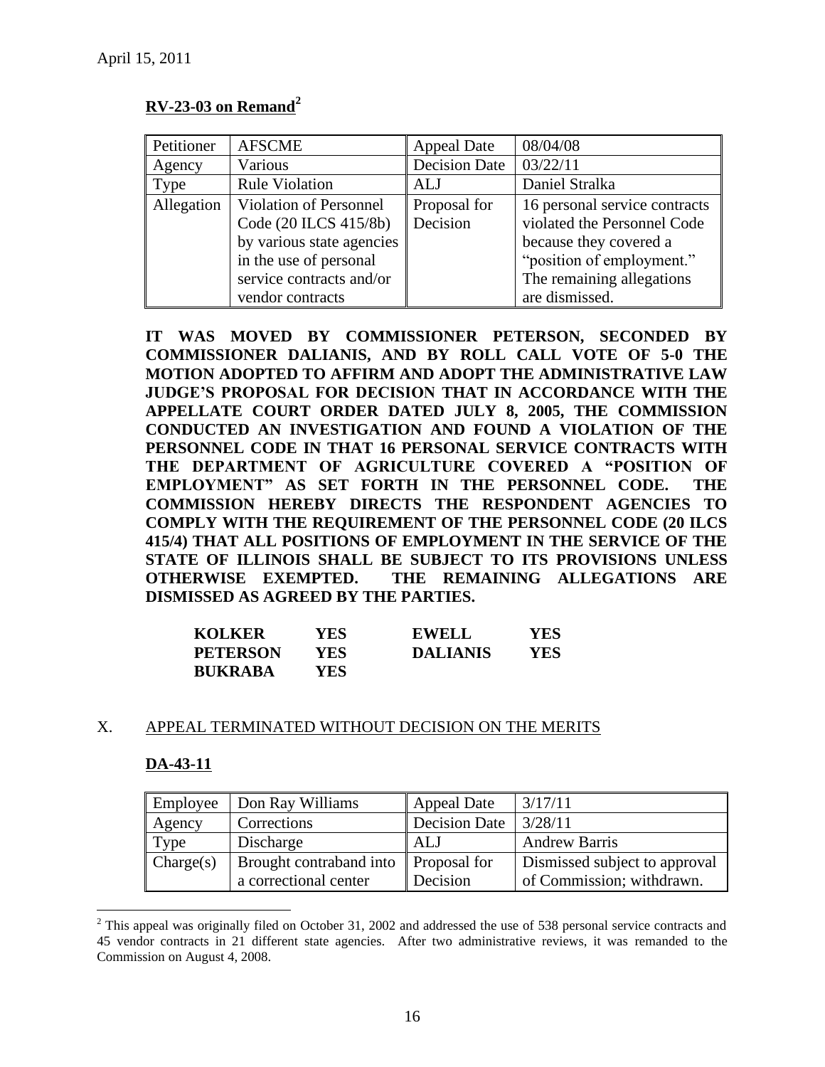April 15, 2011

**RV-23-03 on Remand**[2]

| Petitioner | AFSCME | Appeal Date | 08/04/08 |
|---|---|---|---|
| Agency | Various | Decision Date | 03/22/11 |
| Type | Rule Violation | ALJ | Daniel Stralka |
| Allegation | Violation of Personnel Code (20 ILCS 415/8b) by various state agencies in the use of personal service contracts and/or vendor contracts | Proposal for Decision | 16 personal service contracts violated the Personnel Code because they covered a "position of employment." The remaining allegations are dismissed. |

**IT WAS MOVED BY COMMISSIONER PETERSON, SECONDED BY COMMISSIONER DALIANIS, AND BY ROLL CALL VOTE OF 5-0 THE MOTION ADOPTED TO AFFIRM AND ADOPT THE ADMINISTRATIVE LAW JUDGE'S PROPOSAL FOR DECISION THAT IN ACCORDANCE WITH THE APPELLATE COURT ORDER DATED JULY 8, 2005, THE COMMISSION CONDUCTED AN INVESTIGATION AND FOUND A VIOLATION OF THE PERSONNEL CODE IN THAT 16 PERSONAL SERVICE CONTRACTS WITH THE DEPARTMENT OF AGRICULTURE COVERED A "POSITION OF EMPLOYMENT" AS SET FORTH IN THE PERSONNEL CODE. THE COMMISSION HEREBY DIRECTS THE RESPONDENT AGENCIES TO COMPLY WITH THE REQUIREMENT OF THE PERSONNEL CODE (20 ILCS 415/4) THAT ALL POSITIONS OF EMPLOYMENT IN THE SERVICE OF THE STATE OF ILLINOIS SHALL BE SUBJECT TO ITS PROVISIONS UNLESS OTHERWISE EXEMPTED. THE REMAINING ALLEGATIONS ARE DISMISSED AS AGREED BY THE PARTIES.**

| | | | |
|---|---|---|---|
| **KOLKER** | **YES** | **EWELL** | **YES** |
| **PETERSON** | **YES** | **DALIANIS** | **YES** |
| **BUKRABA** | **YES** | | |

## X. APPEAL TERMINATED WITHOUT DECISION ON THE MERITS

**DA-43-11**

| Employee | Don Ray Williams | Appeal Date | 3/17/11 |
|---|---|---|---|
| Agency | Corrections | Decision Date | 3/28/11 |
| Type | Discharge | ALJ | Andrew Barris |
| Charge(s) | Brought contraband into a correctional center | Proposal for Decision | Dismissed subject to approval of Commission; withdrawn. |

[2] This appeal was originally filed on October 31, 2002 and addressed the use of 538 personal service contracts and 45 vendor contracts in 21 different state agencies. After two administrative reviews, it was remanded to the Commission on August 4, 2008.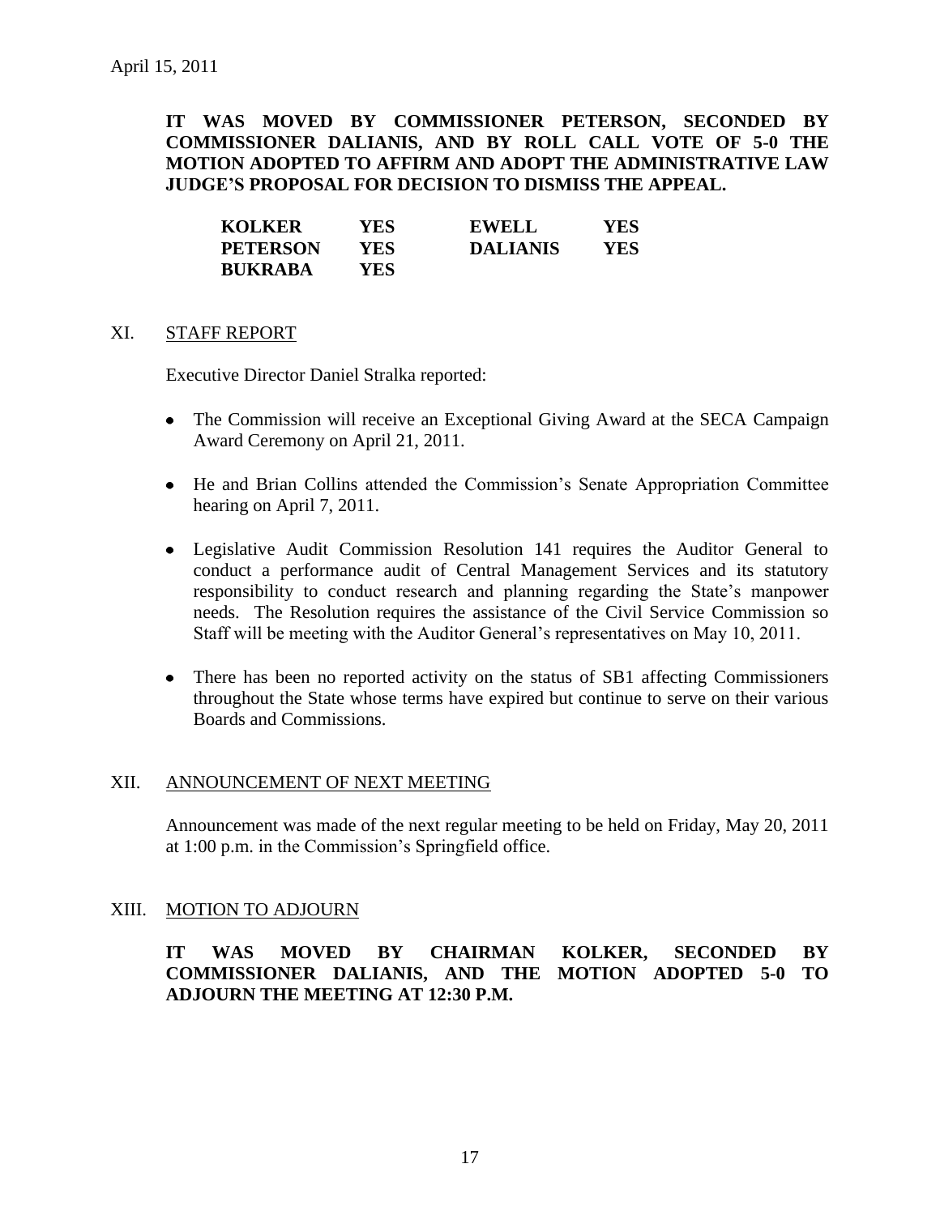April 15, 2011

**IT WAS MOVED BY COMMISSIONER PETERSON, SECONDED BY COMMISSIONER DALIANIS, AND BY ROLL CALL VOTE OF 5-0 THE MOTION ADOPTED TO AFFIRM AND ADOPT THE ADMINISTRATIVE LAW JUDGE'S PROPOSAL FOR DECISION TO DISMISS THE APPEAL.**

| | | | |
|---|---|---|---|
| **KOLKER** | **YES** | **EWELL** | **YES** |
| **PETERSON** | **YES** | **DALIANIS** | **YES** |
| **BUKRABA** | **YES** | | |

## XI. STAFF REPORT

Executive Director Daniel Stralka reported:

- The Commission will receive an Exceptional Giving Award at the SECA Campaign Award Ceremony on April 21, 2011.
- He and Brian Collins attended the Commission's Senate Appropriation Committee hearing on April 7, 2011.
- Legislative Audit Commission Resolution 141 requires the Auditor General to conduct a performance audit of Central Management Services and its statutory responsibility to conduct research and planning regarding the State's manpower needs. The Resolution requires the assistance of the Civil Service Commission so Staff will be meeting with the Auditor General's representatives on May 10, 2011.
- There has been no reported activity on the status of SB1 affecting Commissioners throughout the State whose terms have expired but continue to serve on their various Boards and Commissions.

## XII. ANNOUNCEMENT OF NEXT MEETING

Announcement was made of the next regular meeting to be held on Friday, May 20, 2011 at 1:00 p.m. in the Commission's Springfield office.

## XIII. MOTION TO ADJOURN

**IT WAS MOVED BY CHAIRMAN KOLKER, SECONDED BY COMMISSIONER DALIANIS, AND THE MOTION ADOPTED 5-0 TO ADJOURN THE MEETING AT 12:30 P.M.**